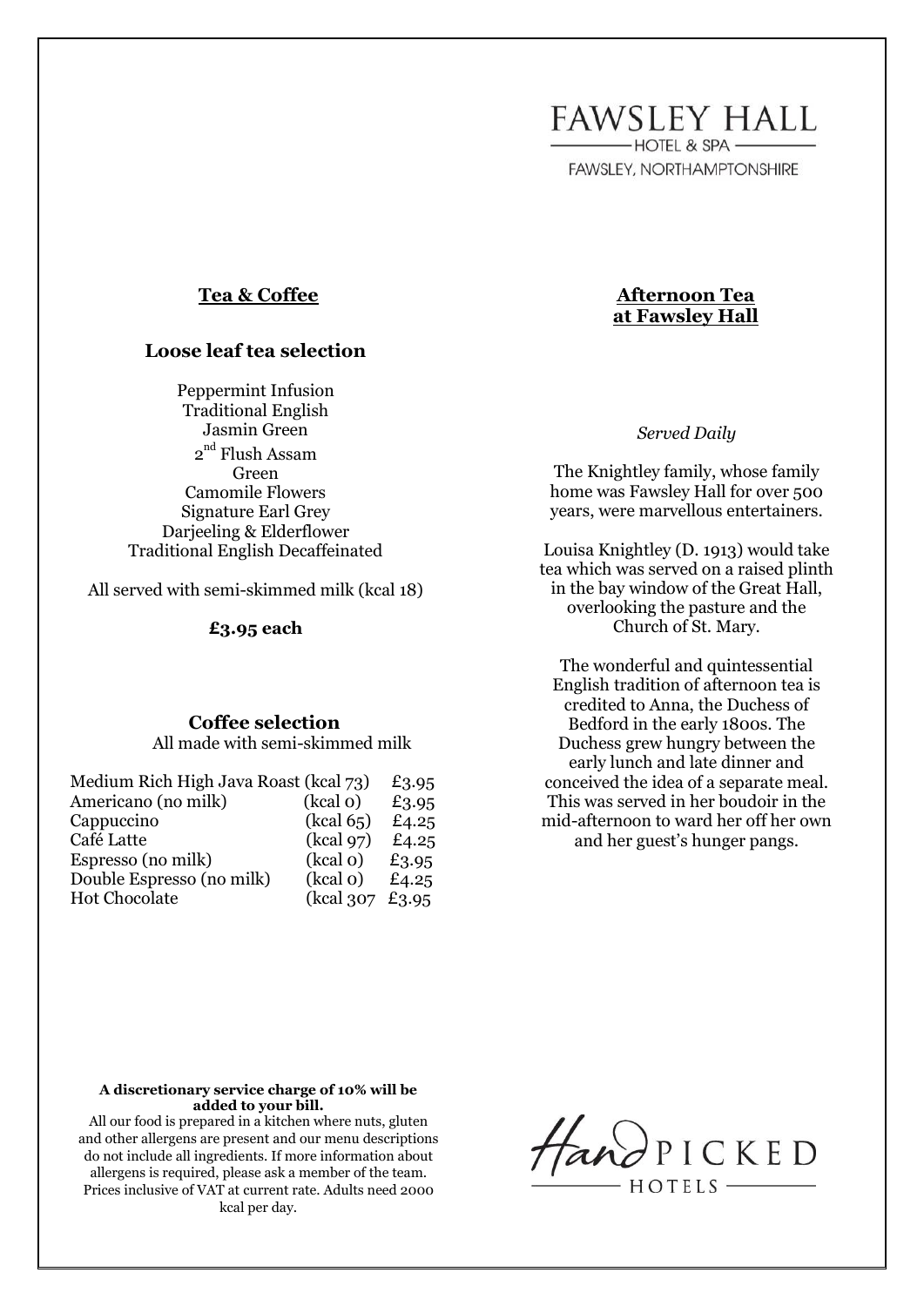# FAWSLEY HALL

HOTEL & SPA

FAWSLEY, NORTHAMPTONSHIRE

## Tea & Coffee

### Loose leaf tea selection

Peppermint Infusion
Traditional English
Jasmin Green
2nd Flush Assam
Green
Camomile Flowers
Signature Earl Grey
Darjeeling & Elderflower
Traditional English Decaffeinated

All served with semi-skimmed milk (kcal 18)

**£3.95 each**

### Coffee selection

All made with semi-skimmed milk

| | | |
|---|---|---|
| Medium Rich High Java Roast | (kcal 73) | £3.95 |
| Americano (no milk) | (kcal 0) | £3.95 |
| Cappuccino | (kcal 65) | £4.25 |
| Café Latte | (kcal 97) | £4.25 |
| Espresso (no milk) | (kcal 0) | £3.95 |
| Double Espresso (no milk) | (kcal 0) | £4.25 |
| Hot Chocolate | (kcal 307 | £3.95 |

## Afternoon Tea at Fawsley Hall

*Served Daily*

The Knightley family, whose family home was Fawsley Hall for over 500 years, were marvellous entertainers.

Louisa Knightley (D. 1913) would take tea which was served on a raised plinth in the bay window of the Great Hall, overlooking the pasture and the Church of St. Mary.

The wonderful and quintessential English tradition of afternoon tea is credited to Anna, the Duchess of Bedford in the early 1800s. The Duchess grew hungry between the early lunch and late dinner and conceived the idea of a separate meal. This was served in her boudoir in the mid-afternoon to ward her off her own and her guest's hunger pangs.

**A discretionary service charge of 10% will be added to your bill.**

All our food is prepared in a kitchen where nuts, gluten and other allergens are present and our menu descriptions do not include all ingredients. If more information about allergens is required, please ask a member of the team. Prices inclusive of VAT at current rate. Adults need 2000 kcal per day.

HandPICKED HOTELS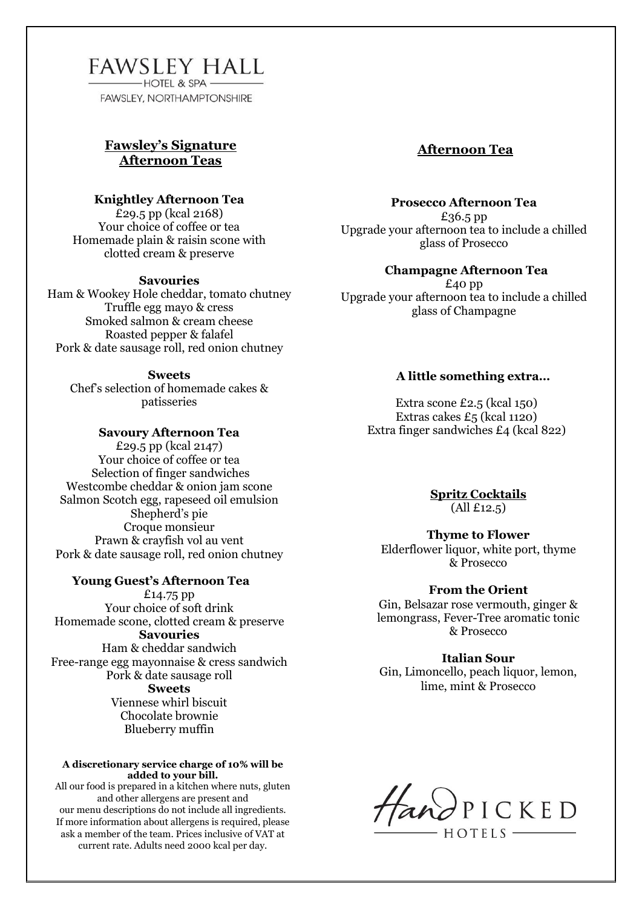# FAWSLEY HALL

HOTEL & SPA

FAWSLEY, NORTHAMPTONSHIRE

## Fawsley's Signature Afternoon Teas

### Knightley Afternoon Tea

£29.5 pp (kcal 2168)
Your choice of coffee or tea
Homemade plain & raisin scone with clotted cream & preserve

**Savouries**

Ham & Wookey Hole cheddar, tomato chutney
Truffle egg mayo & cress
Smoked salmon & cream cheese
Roasted pepper & falafel
Pork & date sausage roll, red onion chutney

**Sweets**

Chef's selection of homemade cakes & patisseries

### Savoury Afternoon Tea

£29.5 pp (kcal 2147)
Your choice of coffee or tea
Selection of finger sandwiches
Westcombe cheddar & onion jam scone
Salmon Scotch egg, rapeseed oil emulsion
Shepherd's pie
Croque monsieur
Prawn & crayfish vol au vent
Pork & date sausage roll, red onion chutney

### Young Guest's Afternoon Tea

£14.75 pp
Your choice of soft drink
Homemade scone, clotted cream & preserve

**Savouries**

Ham & cheddar sandwich
Free-range egg mayonnaise & cress sandwich
Pork & date sausage roll

**Sweets**

Viennese whirl biscuit
Chocolate brownie
Blueberry muffin

**A discretionary service charge of 10% will be added to your bill.**

All our food is prepared in a kitchen where nuts, gluten and other allergens are present and our menu descriptions do not include all ingredients. If more information about allergens is required, please ask a member of the team. Prices inclusive of VAT at current rate. Adults need 2000 kcal per day.

## Afternoon Tea

### Prosecco Afternoon Tea

£36.5 pp
Upgrade your afternoon tea to include a chilled glass of Prosecco

### Champagne Afternoon Tea

£40 pp
Upgrade your afternoon tea to include a chilled glass of Champagne

### A little something extra...

Extra scone £2.5 (kcal 150)
Extras cakes £5 (kcal 1120)
Extra finger sandwiches £4 (kcal 822)

## Spritz Cocktails

(All £12.5)

### Thyme to Flower

Elderflower liquor, white port, thyme & Prosecco

### From the Orient

Gin, Belsazar rose vermouth, ginger & lemongrass, Fever-Tree aromatic tonic & Prosecco

### Italian Sour

Gin, Limoncello, peach liquor, lemon, lime, mint & Prosecco

HandPICKED HOTELS